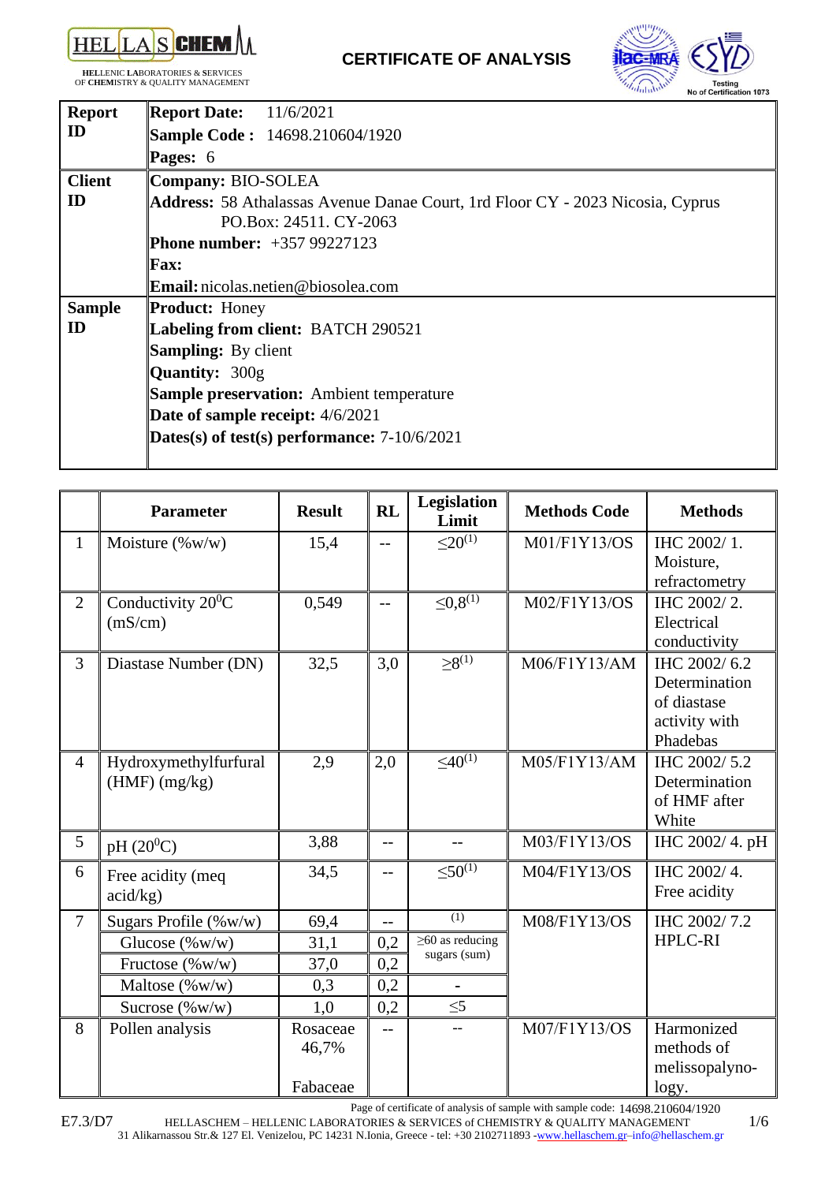HELLAS CHEM

**HEL**LENIC **LA**BORATORIES & **S**ERVICES OF **CHEM**ISTRY & QUALITY MANAGEMENT

# CERTIFICATE OF ANALYSIS

ilac-MRA | ESYD Testing No of Certification 1073

| | |
|---|---|
| **Report ID** | **Report Date:** 11/6/2021<br>**Sample Code :** 14698.210604/1920<br>**Pages:** 6 |
| **Client ID** | **Company:** BIO-SOLEA<br>**Address:** 58 Athalassas Avenue Danae Court, 1rd Floor CY - 2023 Nicosia, Cyprus PO.Box: 24511. CY-2063<br>**Phone number:** +357 99227123<br>**Fax:**<br>**Email:** nicolas.netien@biosolea.com |
| **Sample ID** | **Product:** Honey<br>**Labeling from client:** BATCH 290521<br>**Sampling:** By client<br>**Quantity:** 300g<br>**Sample preservation:** Ambient temperature<br>**Date of sample receipt:** 4/6/2021<br>**Dates(s) of test(s) performance:** 7-10/6/2021 |

| | Parameter | Result | RL | Legislation Limit | Methods Code | Methods |
|---|---|---|---|---|---|---|
| 1 | Moisture (%w/w) | 15,4 | -- | ≤20(1) | M01/F1Y13/OS | IHC 2002/ 1. Moisture, refractometry |
| 2 | Conductivity 20$^0$C (mS/cm) | 0,549 | -- | ≤0,8(1) | M02/F1Y13/OS | IHC 2002/ 2. Electrical conductivity |
| 3 | Diastase Number (DN) | 32,5 | 3,0 | ≥8(1) | M06/F1Y13/AM | IHC 2002/ 6.2 Determination of diastase activity with Phadebas |
| 4 | Hydroxymethylfurfural (HMF) (mg/kg) | 2,9 | 2,0 | ≤40(1) | M05/F1Y13/AM | IHC 2002/ 5.2 Determination of HMF after White |
| 5 | pH (20$^0$C) | 3,88 | -- | -- | M03/F1Y13/OS | IHC 2002/ 4. pH |
| 6 | Free acidity (meq acid/kg) | 34,5 | -- | ≤50(1) | M04/F1Y13/OS | IHC 2002/ 4. Free acidity |
| 7 | Sugars Profile (%w/w) | 69,4 | -- | (1) | M08/F1Y13/OS | IHC 2002/ 7.2 HPLC-RI |
| | Glucose (%w/w) | 31,1 | 0,2 | ≥60 as reducing sugars (sum) | | |
| | Fructose (%w/w) | 37,0 | 0,2 | | | |
| | Maltose (%w/w) | 0,3 | 0,2 | - | | |
| | Sucrose (%w/w) | 1,0 | 0,2 | ≤5 | | |
| 8 | Pollen analysis | Rosaceae 46,7%<br><br>Fabaceae | -- | -- | M07/F1Y13/OS | Harmonized methods of melissopalyno-logy. |

Page of certificate of analysis of sample with sample code: 14698.210604/1920

E7.3/D7 HELLASCHEM – HELLENIC LABORATORIES & SERVICES of CHEMISTRY & QUALITY MANAGEMENT
31 Alikarnassou Str.& 127 El. Venizelou, PC 14231 N.Ionia, Greece - tel: +30 2102711893 -www.hellaschem.gr–info@hellaschem.gr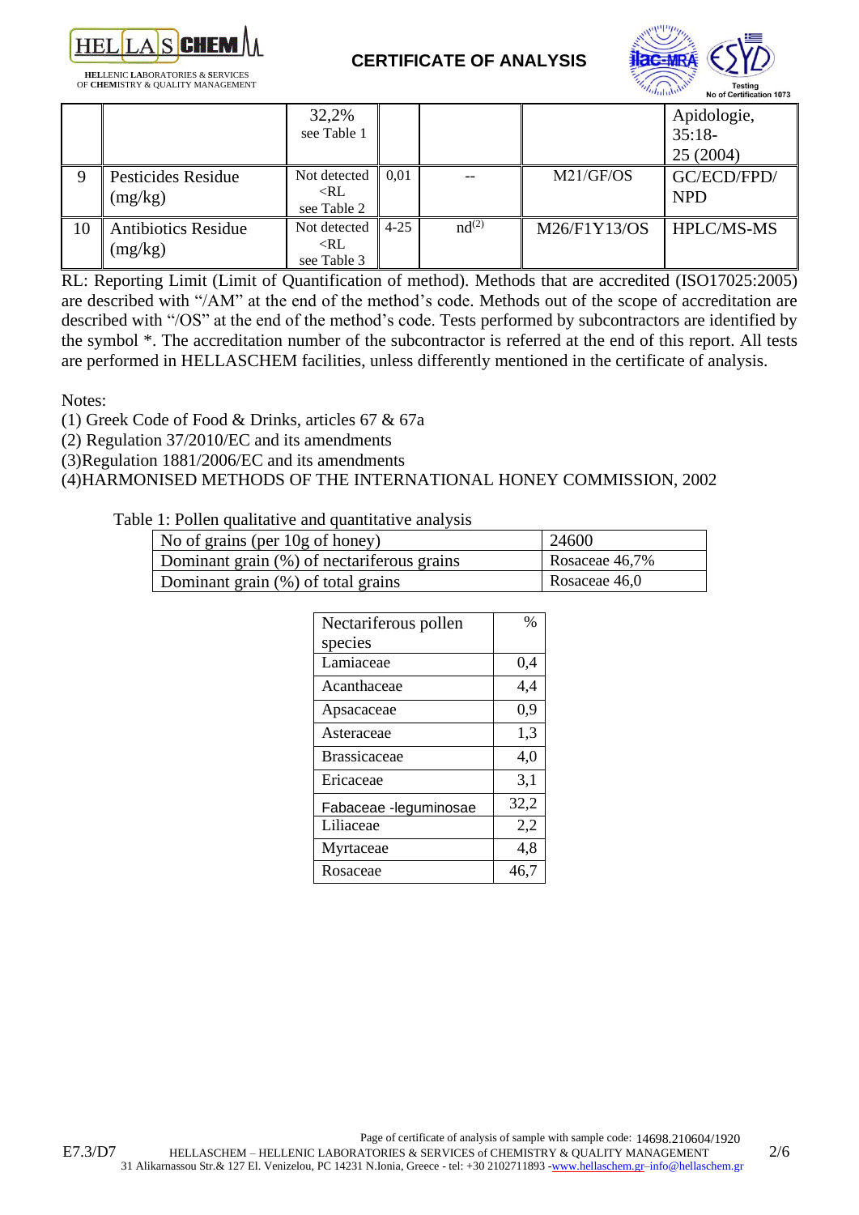| | | | | | | |
|---|---|---|---|---|---|---|
| | | 32,2% see Table 1 | | | | Apidologie, 35:18-25 (2004) |
| 9 | Pesticides Residue (mg/kg) | Not detected <RL see Table 2 | 0,01 | -- | M21/GF/OS | GC/ECD/FPD/NPD |
| 10 | Antibiotics Residue (mg/kg) | Not detected <RL see Table 3 | 4-25 | nd(2) | M26/F1Y13/OS | HPLC/MS-MS |

RL: Reporting Limit (Limit of Quantification of method). Methods that are accredited (ISO17025:2005) are described with "/AM" at the end of the method's code. Methods out of the scope of accreditation are described with "/OS" at the end of the method's code. Tests performed by subcontractors are identified by the symbol *. The accreditation number of the subcontractor is referred at the end of this report. All tests are performed in HELLASCHEM facilities, unless differently mentioned in the certificate of analysis.

Notes:

(1) Greek Code of Food & Drinks, articles 67 & 67a
(2) Regulation 37/2010/EC and its amendments
(3)Regulation 1881/2006/EC and its amendments
(4)HARMONISED METHODS OF THE INTERNATIONAL HONEY COMMISSION, 2002

Table 1: Pollen qualitative and quantitative analysis

| | |
|---|---|
| No of grains (per 10g of honey) | 24600 |
| Dominant grain (%) of nectariferous grains | Rosaceae 46,7% |
| Dominant grain (%) of total grains | Rosaceae 46,0 |

| Nectariferous pollen species | % |
|---|---|
| Lamiaceae | 0,4 |
| Acanthaceae | 4,4 |
| Apsacaceae | 0,9 |
| Asteraceae | 1,3 |
| Brassicaceae | 4,0 |
| Ericaceae | 3,1 |
| Fabaceae -leguminosae | 32,2 |
| Liliaceae | 2,2 |
| Myrtaceae | 4,8 |
| Rosaceae | 46,7 |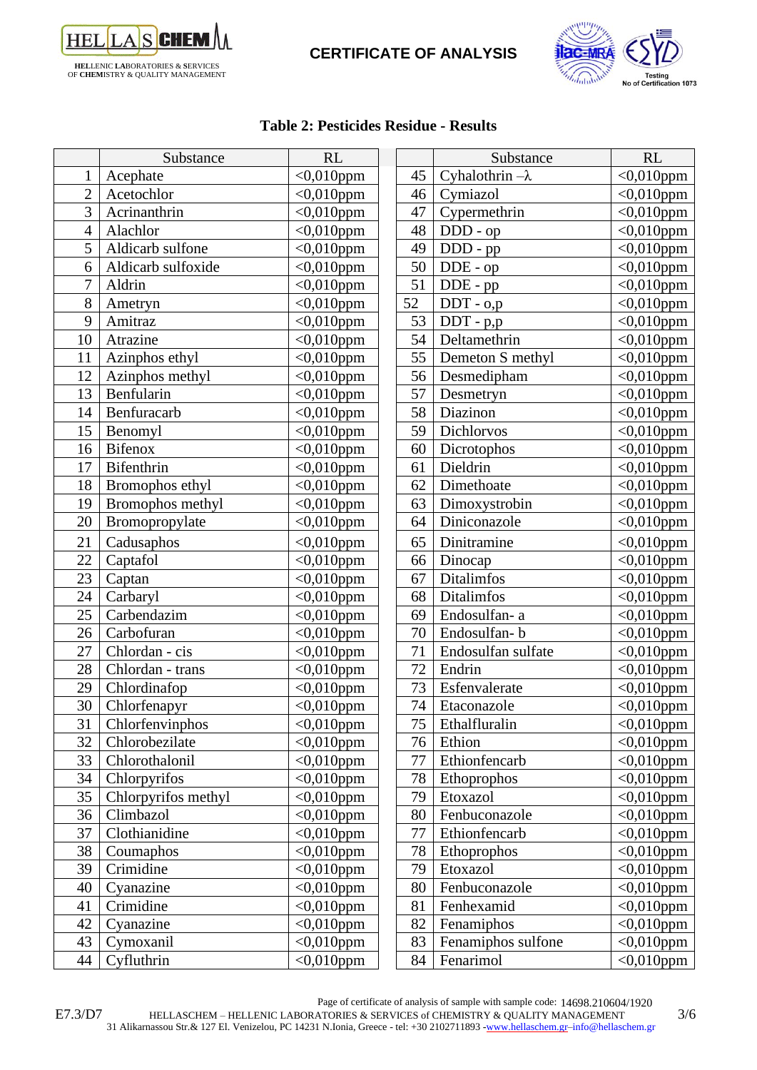**CERTIFICATE OF ANALYSIS**

**Table 2: Pesticides Residue - Results**

| | Substance | RL |
|---|---|---|
| 1 | Acephate | <0,010ppm |
| 2 | Acetochlor | <0,010ppm |
| 3 | Acrinanthrin | <0,010ppm |
| 4 | Alachlor | <0,010ppm |
| 5 | Aldicarb sulfone | <0,010ppm |
| 6 | Aldicarb sulfoxide | <0,010ppm |
| 7 | Aldrin | <0,010ppm |
| 8 | Ametryn | <0,010ppm |
| 9 | Amitraz | <0,010ppm |
| 10 | Atrazine | <0,010ppm |
| 11 | Azinphos ethyl | <0,010ppm |
| 12 | Azinphos methyl | <0,010ppm |
| 13 | Benfularin | <0,010ppm |
| 14 | Benfuracarb | <0,010ppm |
| 15 | Benomyl | <0,010ppm |
| 16 | Bifenox | <0,010ppm |
| 17 | Bifenthrin | <0,010ppm |
| 18 | Bromophos ethyl | <0,010ppm |
| 19 | Bromophos methyl | <0,010ppm |
| 20 | Bromopropylate | <0,010ppm |
| 21 | Cadusaphos | <0,010ppm |
| 22 | Captafol | <0,010ppm |
| 23 | Captan | <0,010ppm |
| 24 | Carbaryl | <0,010ppm |
| 25 | Carbendazim | <0,010ppm |
| 26 | Carbofuran | <0,010ppm |
| 27 | Chlordan - cis | <0,010ppm |
| 28 | Chlordan - trans | <0,010ppm |
| 29 | Chlordinafop | <0,010ppm |
| 30 | Chlorfenapyr | <0,010ppm |
| 31 | Chlorfenvinphos | <0,010ppm |
| 32 | Chlorobezilate | <0,010ppm |
| 33 | Chlorothalonil | <0,010ppm |
| 34 | Chlorpyrifos | <0,010ppm |
| 35 | Chlorpyrifos methyl | <0,010ppm |
| 36 | Climbazol | <0,010ppm |
| 37 | Clothianidine | <0,010ppm |
| 38 | Coumaphos | <0,010ppm |
| 39 | Crimidine | <0,010ppm |
| 40 | Cyanazine | <0,010ppm |
| 41 | Crimidine | <0,010ppm |
| 42 | Cyanazine | <0,010ppm |
| 43 | Cymoxanil | <0,010ppm |
| 44 | Cyfluthrin | <0,010ppm |
| 45 | Cyhalothrin –λ | <0,010ppm |
| 46 | Cymiazol | <0,010ppm |
| 47 | Cypermethrin | <0,010ppm |
| 48 | DDD - op | <0,010ppm |
| 49 | DDD - pp | <0,010ppm |
| 50 | DDE - op | <0,010ppm |
| 51 | DDE - pp | <0,010ppm |
| 52 | DDT - o,p | <0,010ppm |
| 53 | DDT - p,p | <0,010ppm |
| 54 | Deltamethrin | <0,010ppm |
| 55 | Demeton S methyl | <0,010ppm |
| 56 | Desmedipham | <0,010ppm |
| 57 | Desmetryn | <0,010ppm |
| 58 | Diazinon | <0,010ppm |
| 59 | Dichlorvos | <0,010ppm |
| 60 | Dicrotophos | <0,010ppm |
| 61 | Dieldrin | <0,010ppm |
| 62 | Dimethoate | <0,010ppm |
| 63 | Dimoxystrobin | <0,010ppm |
| 64 | Diniconazole | <0,010ppm |
| 65 | Dinitramine | <0,010ppm |
| 66 | Dinocap | <0,010ppm |
| 67 | Ditalimfos | <0,010ppm |
| 68 | Ditalimfos | <0,010ppm |
| 69 | Endosulfan- a | <0,010ppm |
| 70 | Endosulfan- b | <0,010ppm |
| 71 | Endosulfan sulfate | <0,010ppm |
| 72 | Endrin | <0,010ppm |
| 73 | Esfenvalerate | <0,010ppm |
| 74 | Etaconazole | <0,010ppm |
| 75 | Ethalfluralin | <0,010ppm |
| 76 | Ethion | <0,010ppm |
| 77 | Ethionfencarb | <0,010ppm |
| 78 | Ethoprophos | <0,010ppm |
| 79 | Etoxazol | <0,010ppm |
| 80 | Fenbuconazole | <0,010ppm |
| 77 | Ethionfencarb | <0,010ppm |
| 78 | Ethoprophos | <0,010ppm |
| 79 | Etoxazol | <0,010ppm |
| 80 | Fenbuconazole | <0,010ppm |
| 81 | Fenhexamid | <0,010ppm |
| 82 | Fenamiphos | <0,010ppm |
| 83 | Fenamiphos sulfone | <0,010ppm |
| 84 | Fenarimol | <0,010ppm |

Page of certificate of analysis of sample with sample code: 14698.210604/1920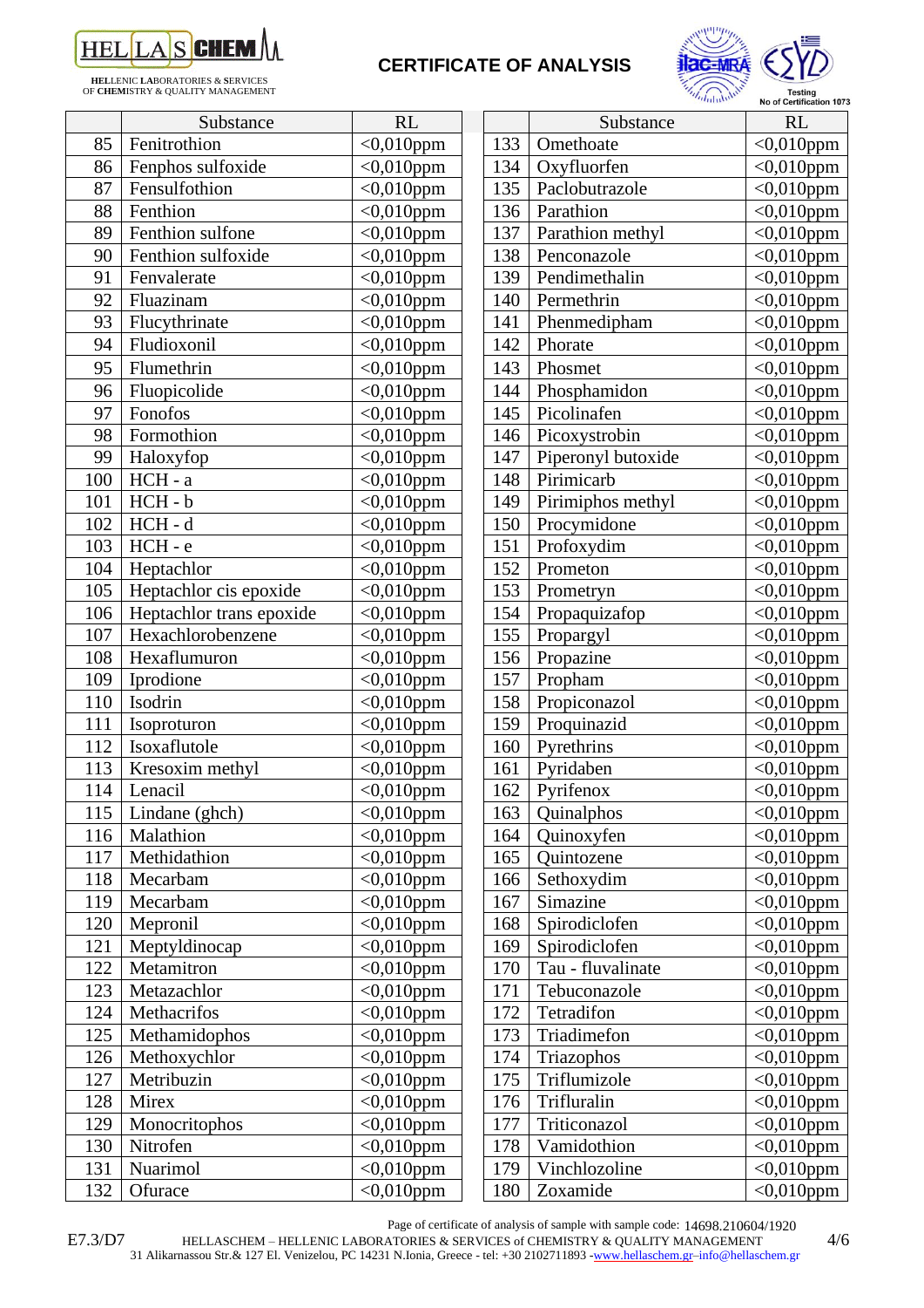# CERTIFICATE OF ANALYSIS

| | Substance | RL |
|---|---|---|
| 85 | Fenitrothion | <0,010ppm |
| 86 | Fenphos sulfoxide | <0,010ppm |
| 87 | Fensulfothion | <0,010ppm |
| 88 | Fenthion | <0,010ppm |
| 89 | Fenthion sulfone | <0,010ppm |
| 90 | Fenthion sulfoxide | <0,010ppm |
| 91 | Fenvalerate | <0,010ppm |
| 92 | Fluazinam | <0,010ppm |
| 93 | Flucythrinate | <0,010ppm |
| 94 | Fludioxonil | <0,010ppm |
| 95 | Flumethrin | <0,010ppm |
| 96 | Fluopicolide | <0,010ppm |
| 97 | Fonofos | <0,010ppm |
| 98 | Formothion | <0,010ppm |
| 99 | Haloxyfop | <0,010ppm |
| 100 | HCH - a | <0,010ppm |
| 101 | HCH - b | <0,010ppm |
| 102 | HCH - d | <0,010ppm |
| 103 | HCH - e | <0,010ppm |
| 104 | Heptachlor | <0,010ppm |
| 105 | Heptachlor cis epoxide | <0,010ppm |
| 106 | Heptachlor trans epoxide | <0,010ppm |
| 107 | Hexachlorobenzene | <0,010ppm |
| 108 | Hexaflumuron | <0,010ppm |
| 109 | Iprodione | <0,010ppm |
| 110 | Isodrin | <0,010ppm |
| 111 | Isoproturon | <0,010ppm |
| 112 | Isoxaflutole | <0,010ppm |
| 113 | Kresoxim methyl | <0,010ppm |
| 114 | Lenacil | <0,010ppm |
| 115 | Lindane (ghch) | <0,010ppm |
| 116 | Malathion | <0,010ppm |
| 117 | Methidathion | <0,010ppm |
| 118 | Mecarbam | <0,010ppm |
| 119 | Mecarbam | <0,010ppm |
| 120 | Mepronil | <0,010ppm |
| 121 | Meptyldinocap | <0,010ppm |
| 122 | Metamitron | <0,010ppm |
| 123 | Metazachlor | <0,010ppm |
| 124 | Methacrifos | <0,010ppm |
| 125 | Methamidophos | <0,010ppm |
| 126 | Methoxychlor | <0,010ppm |
| 127 | Metribuzin | <0,010ppm |
| 128 | Mirex | <0,010ppm |
| 129 | Monocritophos | <0,010ppm |
| 130 | Nitrofen | <0,010ppm |
| 131 | Nuarimol | <0,010ppm |
| 132 | Ofurace | <0,010ppm |
| 133 | Omethoate | <0,010ppm |
| 134 | Oxyfluorfen | <0,010ppm |
| 135 | Paclobutrazole | <0,010ppm |
| 136 | Parathion | <0,010ppm |
| 137 | Parathion methyl | <0,010ppm |
| 138 | Penconazole | <0,010ppm |
| 139 | Pendimethalin | <0,010ppm |
| 140 | Permethrin | <0,010ppm |
| 141 | Phenmedipham | <0,010ppm |
| 142 | Phorate | <0,010ppm |
| 143 | Phosmet | <0,010ppm |
| 144 | Phosphamidon | <0,010ppm |
| 145 | Picolinafen | <0,010ppm |
| 146 | Picoxystrobin | <0,010ppm |
| 147 | Piperonyl butoxide | <0,010ppm |
| 148 | Pirimicarb | <0,010ppm |
| 149 | Pirimiphos methyl | <0,010ppm |
| 150 | Procymidone | <0,010ppm |
| 151 | Profoxydim | <0,010ppm |
| 152 | Prometon | <0,010ppm |
| 153 | Prometryn | <0,010ppm |
| 154 | Propaquizafop | <0,010ppm |
| 155 | Propargyl | <0,010ppm |
| 156 | Propazine | <0,010ppm |
| 157 | Propham | <0,010ppm |
| 158 | Propiconazol | <0,010ppm |
| 159 | Proquinazid | <0,010ppm |
| 160 | Pyrethrins | <0,010ppm |
| 161 | Pyridaben | <0,010ppm |
| 162 | Pyrifenox | <0,010ppm |
| 163 | Quinalphos | <0,010ppm |
| 164 | Quinoxyfen | <0,010ppm |
| 165 | Quintozene | <0,010ppm |
| 166 | Sethoxydim | <0,010ppm |
| 167 | Simazine | <0,010ppm |
| 168 | Spirodiclofen | <0,010ppm |
| 169 | Spirodiclofen | <0,010ppm |
| 170 | Tau - fluvalinate | <0,010ppm |
| 171 | Tebuconazole | <0,010ppm |
| 172 | Tetradifon | <0,010ppm |
| 173 | Triadimefon | <0,010ppm |
| 174 | Triazophos | <0,010ppm |
| 175 | Triflumizole | <0,010ppm |
| 176 | Trifluralin | <0,010ppm |
| 177 | Triticonazol | <0,010ppm |
| 178 | Vamidothion | <0,010ppm |
| 179 | Vinchlozoline | <0,010ppm |
| 180 | Zoxamide | <0,010ppm |

Page of certificate of analysis of sample with sample code: 14698.210604/1920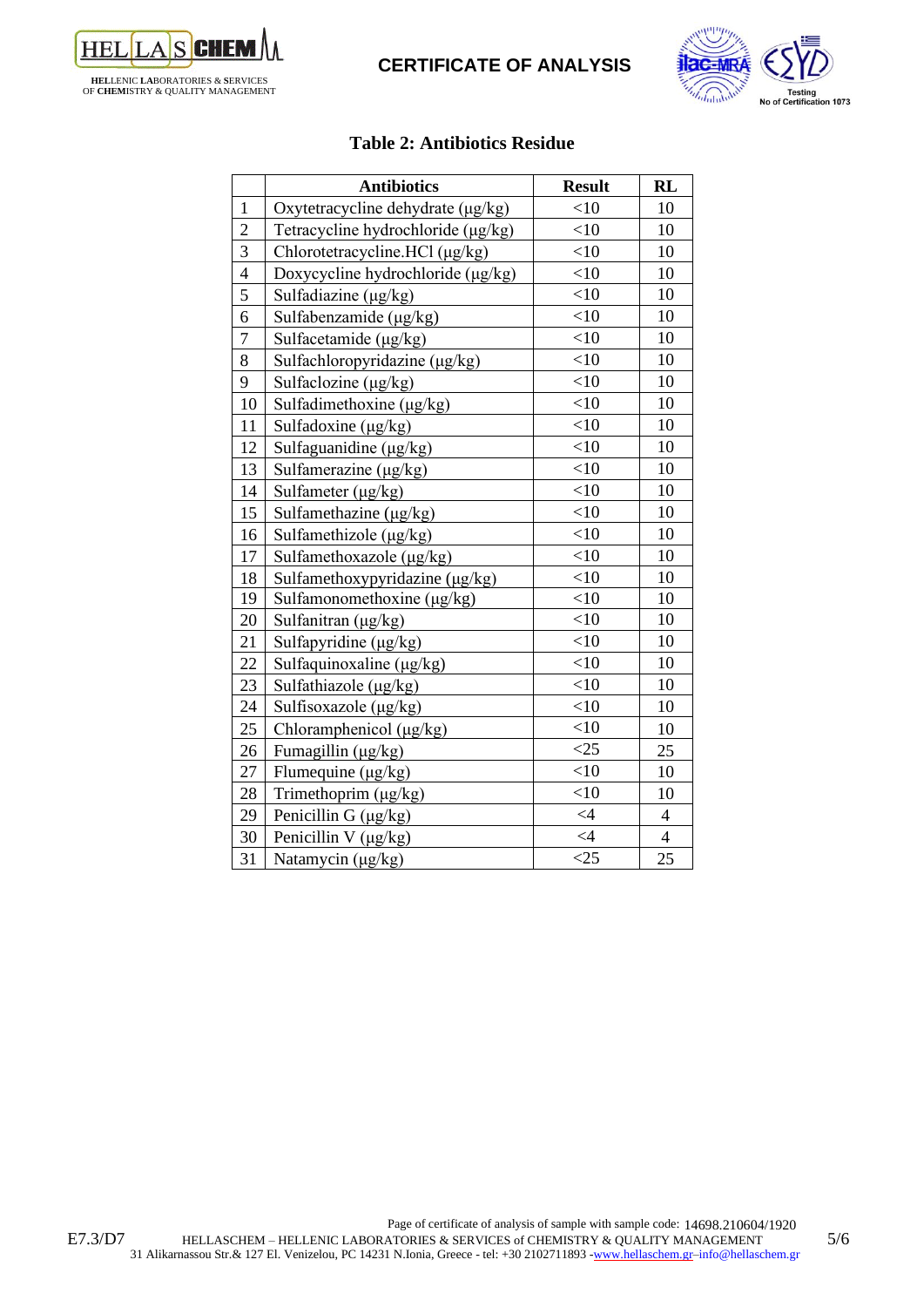# CERTIFICATE OF ANALYSIS

## Table 2: Antibiotics Residue

| | Antibiotics | Result | RL |
|---|---|---|---|
| 1 | Oxytetracycline dehydrate (μg/kg) | <10 | 10 |
| 2 | Tetracycline hydrochloride (μg/kg) | <10 | 10 |
| 3 | Chlorotetracycline.HCl (μg/kg) | <10 | 10 |
| 4 | Doxycycline hydrochloride (μg/kg) | <10 | 10 |
| 5 | Sulfadiazine (μg/kg) | <10 | 10 |
| 6 | Sulfabenzamide (μg/kg) | <10 | 10 |
| 7 | Sulfacetamide (μg/kg) | <10 | 10 |
| 8 | Sulfachloropyridazine (μg/kg) | <10 | 10 |
| 9 | Sulfaclozine (μg/kg) | <10 | 10 |
| 10 | Sulfadimethoxine (μg/kg) | <10 | 10 |
| 11 | Sulfadoxine (μg/kg) | <10 | 10 |
| 12 | Sulfaguanidine (μg/kg) | <10 | 10 |
| 13 | Sulfamerazine (μg/kg) | <10 | 10 |
| 14 | Sulfameter (μg/kg) | <10 | 10 |
| 15 | Sulfamethazine (μg/kg) | <10 | 10 |
| 16 | Sulfamethizole (μg/kg) | <10 | 10 |
| 17 | Sulfamethoxazole (μg/kg) | <10 | 10 |
| 18 | Sulfamethoxypyridazine (μg/kg) | <10 | 10 |
| 19 | Sulfamonomethoxine (μg/kg) | <10 | 10 |
| 20 | Sulfanitran (μg/kg) | <10 | 10 |
| 21 | Sulfapyridine (μg/kg) | <10 | 10 |
| 22 | Sulfaquinoxaline (μg/kg) | <10 | 10 |
| 23 | Sulfathiazole (μg/kg) | <10 | 10 |
| 24 | Sulfisoxazole (μg/kg) | <10 | 10 |
| 25 | Chloramphenicol (μg/kg) | <10 | 10 |
| 26 | Fumagillin (μg/kg) | <25 | 25 |
| 27 | Flumequine (μg/kg) | <10 | 10 |
| 28 | Trimethoprim (μg/kg) | <10 | 10 |
| 29 | Penicillin G (μg/kg) | <4 | 4 |
| 30 | Penicillin V (μg/kg) | <4 | 4 |
| 31 | Natamycin (μg/kg) | <25 | 25 |

Page of certificate of analysis of sample with sample code: 14698.210604/1920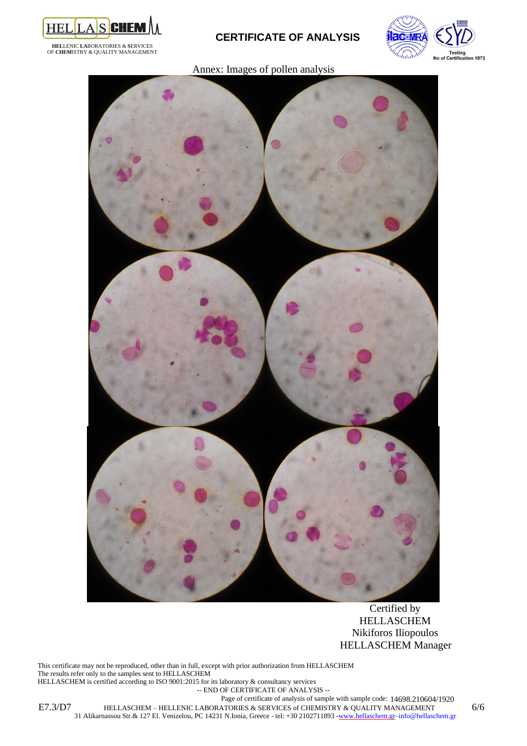Annex: Images of pollen analysis

Certified by
HELLASCHEM
Nikiforos Iliopoulos
HELLASCHEM Manager

This certificate may not be reproduced, other than in full, except with prior authorization from HELLASCHEM
The results refer only to the samples sent to HELLASCHEM
HELLASCHEM is certified according to ISO 9001:2015 for its laboratory & consultancy services

-- END OF CERTIFICATE OF ANALYSIS --

Page of certificate of analysis of sample with sample code: 14698.210604/1920